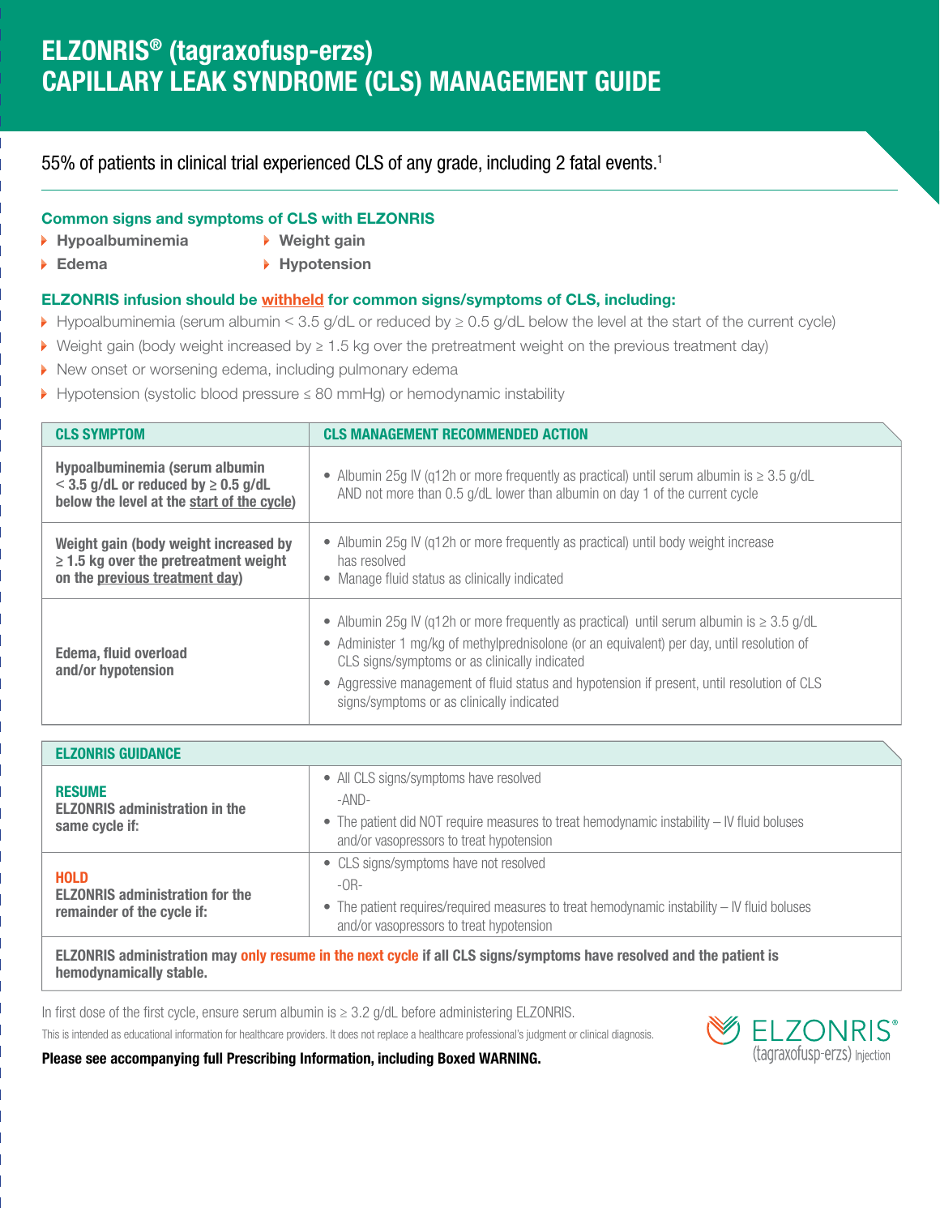# ELZONRIS® (tagraxofusp-erzs)
# CAPILLARY LEAK SYNDROME (CLS) MANAGEMENT GUIDE

55% of patients in clinical trial experienced CLS of any grade, including 2 fatal events.[1]

### Common signs and symptoms of CLS with ELZONRIS

- **Hypoalbuminemia**
- **Edema**
- **Weight gain**
- **Hypotension**

### ELZONRIS infusion should be withheld for common signs/symptoms of CLS, including:

- Hypoalbuminemia (serum albumin < 3.5 g/dL or reduced by ≥ 0.5 g/dL below the level at the start of the current cycle)
- Weight gain (body weight increased by ≥ 1.5 kg over the pretreatment weight on the previous treatment day)
- New onset or worsening edema, including pulmonary edema
- Hypotension (systolic blood pressure ≤ 80 mmHg) or hemodynamic instability

| CLS SYMPTOM | CLS MANAGEMENT RECOMMENDED ACTION |
|---|---|
| **Hypoalbuminemia (serum albumin < 3.5 g/dL or reduced by ≥ 0.5 g/dL below the level at the start of the cycle)** | • Albumin 25g IV (q12h or more frequently as practical) until serum albumin is ≥ 3.5 g/dL AND not more than 0.5 g/dL lower than albumin on day 1 of the current cycle |
| **Weight gain (body weight increased by ≥ 1.5 kg over the pretreatment weight on the previous treatment day)** | • Albumin 25g IV (q12h or more frequently as practical) until body weight increase has resolved<br>• Manage fluid status as clinically indicated |
| **Edema, fluid overload and/or hypotension** | • Albumin 25g IV (q12h or more frequently as practical) until serum albumin is ≥ 3.5 g/dL<br>• Administer 1 mg/kg of methylprednisolone (or an equivalent) per day, until resolution of CLS signs/symptoms or as clinically indicated<br>• Aggressive management of fluid status and hypotension if present, until resolution of CLS signs/symptoms or as clinically indicated |

| ELZONRIS GUIDANCE | |
|---|---|
| **RESUME** **ELZONRIS administration in the same cycle if:** | • All CLS signs/symptoms have resolved<br>-AND-<br>• The patient did NOT require measures to treat hemodynamic instability – IV fluid boluses and/or vasopressors to treat hypotension |
| **HOLD** **ELZONRIS administration for the remainder of the cycle if:** | • CLS signs/symptoms have not resolved<br>-OR-<br>• The patient requires/required measures to treat hemodynamic instability – IV fluid boluses and/or vasopressors to treat hypotension |
| **ELZONRIS administration may only resume in the next cycle if all CLS signs/symptoms have resolved and the patient is hemodynamically stable.** | |

In first dose of the first cycle, ensure serum albumin is ≥ 3.2 g/dL before administering ELZONRIS.

This is intended as educational information for healthcare providers. It does not replace a healthcare professional's judgment or clinical diagnosis.

**Please see accompanying full Prescribing Information, including Boxed WARNING.**

ELZONRIS® (tagraxofusp-erzs) Injection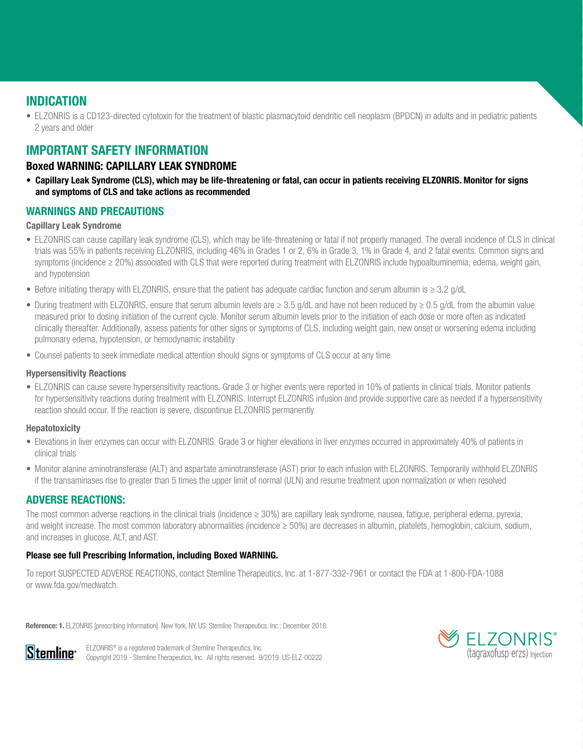## INDICATION

- ELZONRIS is a CD123-directed cytotoxin for the treatment of blastic plasmacytoid dendritic cell neoplasm (BPDCN) in adults and in pediatric patients 2 years and older

## IMPORTANT SAFETY INFORMATION

### Boxed WARNING: CAPILLARY LEAK SYNDROME

- **Capillary Leak Syndrome (CLS), which may be life-threatening or fatal, can occur in patients receiving ELZONRIS. Monitor for signs and symptoms of CLS and take actions as recommended**

## WARNINGS AND PRECAUTIONS

**Capillary Leak Syndrome**

- ELZONRIS can cause capillary leak syndrome (CLS), which may be life-threatening or fatal if not properly managed. The overall incidence of CLS in clinical trials was 55% in patients receiving ELZONRIS, including 46% in Grades 1 or 2, 6% in Grade 3, 1% in Grade 4, and 2 fatal events. Common signs and symptoms (incidence ≥ 20%) associated with CLS that were reported during treatment with ELZONRIS include hypoalbuminemia, edema, weight gain, and hypotension
- Before initiating therapy with ELZONRIS, ensure that the patient has adequate cardiac function and serum albumin is ≥ 3.2 g/dL
- During treatment with ELZONRIS, ensure that serum albumin levels are ≥ 3.5 g/dL and have not been reduced by ≥ 0.5 g/dL from the albumin value measured prior to dosing initiation of the current cycle. Monitor serum albumin levels prior to the initiation of each dose or more often as indicated clinically thereafter. Additionally, assess patients for other signs or symptoms of CLS, including weight gain, new onset or worsening edema including pulmonary edema, hypotension, or hemodynamic instability
- Counsel patients to seek immediate medical attention should signs or symptoms of CLS occur at any time

**Hypersensitivity Reactions**

- ELZONRIS can cause severe hypersensitivity reactions. Grade 3 or higher events were reported in 10% of patients in clinical trials. Monitor patients for hypersensitivity reactions during treatment with ELZONRIS. Interrupt ELZONRIS infusion and provide supportive care as needed if a hypersensitivity reaction should occur. If the reaction is severe, discontinue ELZONRIS permanently

**Hepatotoxicity**

- Elevations in liver enzymes can occur with ELZONRIS. Grade 3 or higher elevations in liver enzymes occurred in approximately 40% of patients in clinical trials
- Monitor alanine aminotransferase (ALT) and aspartate aminotransferase (AST) prior to each infusion with ELZONRIS. Temporarily withhold ELZONRIS if the transaminases rise to greater than 5 times the upper limit of normal (ULN) and resume treatment upon normalization or when resolved

## ADVERSE REACTIONS:

The most common adverse reactions in the clinical trials (incidence ≥ 30%) are capillary leak syndrome, nausea, fatigue, peripheral edema, pyrexia, and weight increase. The most common laboratory abnormalities (incidence ≥ 50%) are decreases in albumin, platelets, hemoglobin, calcium, sodium, and increases in glucose, ALT, and AST.

**Please see full Prescribing Information, including Boxed WARNING.**

To report SUSPECTED ADVERSE REACTIONS, contact Stemline Therapeutics, Inc. at 1-877-332-7961 or contact the FDA at 1-800-FDA-1088 or www.fda.gov/medwatch.

**Reference: 1.** ELZONRIS [prescribing information]. New York, NY, US: Stemline Therapeutics, Inc.; December 2018.

Stemline®

ELZONRIS® is a registered trademark of Stemline Therapeutics, Inc.
Copyright 2019 - Stemline Therapeutics, Inc. All rights reserved. 9/2019 US-ELZ-00222

ELZONRIS® (tagraxofusp-erzs) Injection